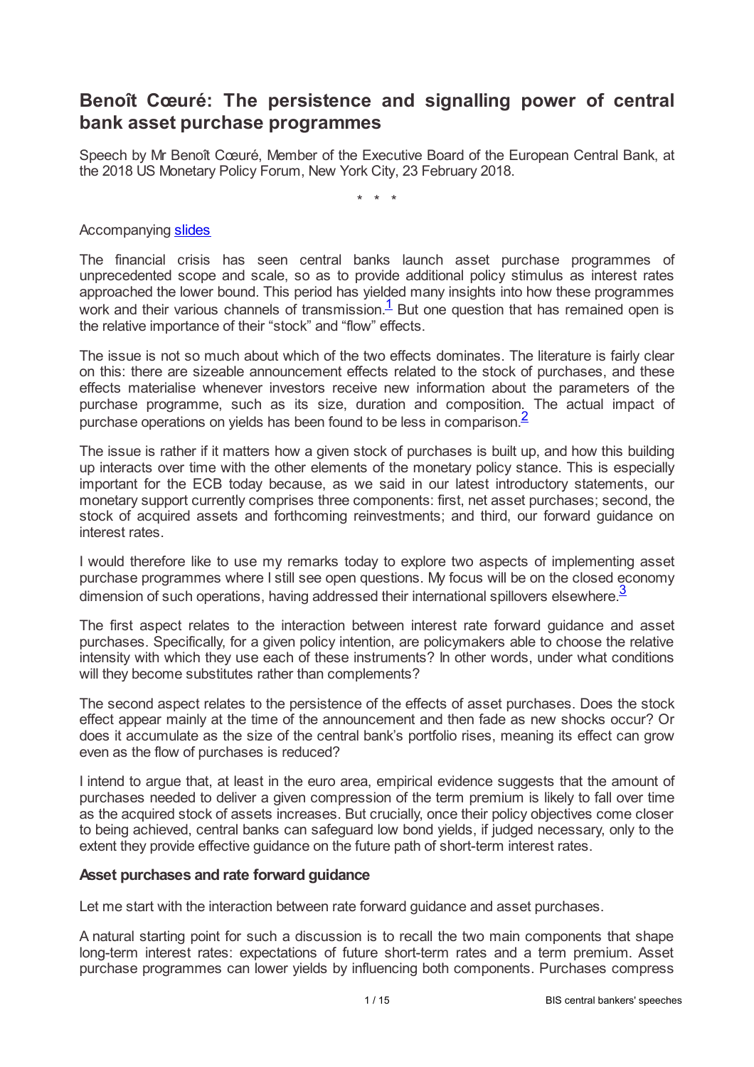# Benoît Cœuré: The persistence and signalling power of central bank asset purchase programmes

Speech by Mr Benoît Cœuré, Member of the Executive Board of the European Central Bank, at the 2018 US Monetary Policy Forum, New York City, 23 February 2018.

\* \* \*

Accompanying slides

The financial crisis has seen central banks launch asset purchase programmes of unprecedented scope and scale, so as to provide additional policy stimulus as interest rates approached the lower bound. This period has yielded many insights into how these programmes work and their various channels of transmission.[1] But one question that has remained open is the relative importance of their "stock" and "flow" effects.

The issue is not so much about which of the two effects dominates. The literature is fairly clear on this: there are sizeable announcement effects related to the stock of purchases, and these effects materialise whenever investors receive new information about the parameters of the purchase programme, such as its size, duration and composition. The actual impact of purchase operations on yields has been found to be less in comparison.[2]

The issue is rather if it matters how a given stock of purchases is built up, and how this building up interacts over time with the other elements of the monetary policy stance. This is especially important for the ECB today because, as we said in our latest introductory statements, our monetary support currently comprises three components: first, net asset purchases; second, the stock of acquired assets and forthcoming reinvestments; and third, our forward guidance on interest rates.

I would therefore like to use my remarks today to explore two aspects of implementing asset purchase programmes where I still see open questions. My focus will be on the closed economy dimension of such operations, having addressed their international spillovers elsewhere.[3]

The first aspect relates to the interaction between interest rate forward guidance and asset purchases. Specifically, for a given policy intention, are policymakers able to choose the relative intensity with which they use each of these instruments? In other words, under what conditions will they become substitutes rather than complements?

The second aspect relates to the persistence of the effects of asset purchases. Does the stock effect appear mainly at the time of the announcement and then fade as new shocks occur? Or does it accumulate as the size of the central bank's portfolio rises, meaning its effect can grow even as the flow of purchases is reduced?

I intend to argue that, at least in the euro area, empirical evidence suggests that the amount of purchases needed to deliver a given compression of the term premium is likely to fall over time as the acquired stock of assets increases. But crucially, once their policy objectives come closer to being achieved, central banks can safeguard low bond yields, if judged necessary, only to the extent they provide effective guidance on the future path of short-term interest rates.

### Asset purchases and rate forward guidance

Let me start with the interaction between rate forward guidance and asset purchases.

A natural starting point for such a discussion is to recall the two main components that shape long-term interest rates: expectations of future short-term rates and a term premium. Asset purchase programmes can lower yields by influencing both components. Purchases compress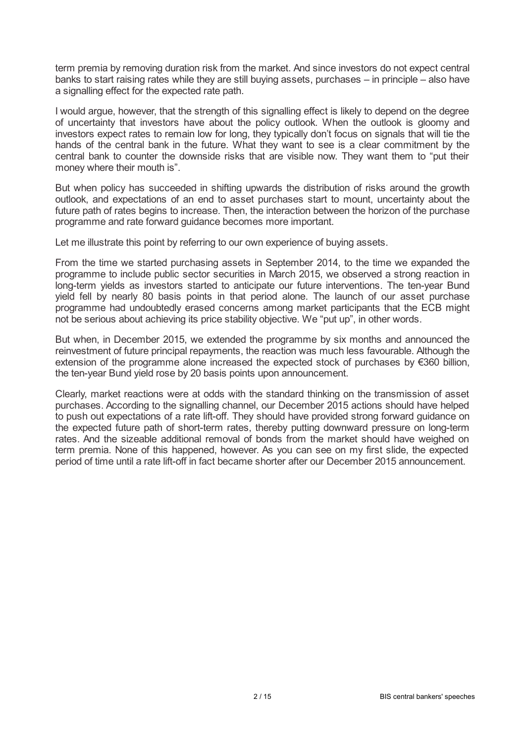term premia by removing duration risk from the market. And since investors do not expect central banks to start raising rates while they are still buying assets, purchases – in principle – also have a signalling effect for the expected rate path.

I would argue, however, that the strength of this signalling effect is likely to depend on the degree of uncertainty that investors have about the policy outlook. When the outlook is gloomy and investors expect rates to remain low for long, they typically don't focus on signals that will tie the hands of the central bank in the future. What they want to see is a clear commitment by the central bank to counter the downside risks that are visible now. They want them to "put their money where their mouth is".

But when policy has succeeded in shifting upwards the distribution of risks around the growth outlook, and expectations of an end to asset purchases start to mount, uncertainty about the future path of rates begins to increase. Then, the interaction between the horizon of the purchase programme and rate forward guidance becomes more important.

Let me illustrate this point by referring to our own experience of buying assets.

From the time we started purchasing assets in September 2014, to the time we expanded the programme to include public sector securities in March 2015, we observed a strong reaction in long-term yields as investors started to anticipate our future interventions. The ten-year Bund yield fell by nearly 80 basis points in that period alone. The launch of our asset purchase programme had undoubtedly erased concerns among market participants that the ECB might not be serious about achieving its price stability objective. We "put up", in other words.

But when, in December 2015, we extended the programme by six months and announced the reinvestment of future principal repayments, the reaction was much less favourable. Although the extension of the programme alone increased the expected stock of purchases by €360 billion, the ten-year Bund yield rose by 20 basis points upon announcement.

Clearly, market reactions were at odds with the standard thinking on the transmission of asset purchases. According to the signalling channel, our December 2015 actions should have helped to push out expectations of a rate lift-off. They should have provided strong forward guidance on the expected future path of short-term rates, thereby putting downward pressure on long-term rates. And the sizeable additional removal of bonds from the market should have weighed on term premia. None of this happened, however. As you can see on my first slide, the expected period of time until a rate lift-off in fact became shorter after our December 2015 announcement.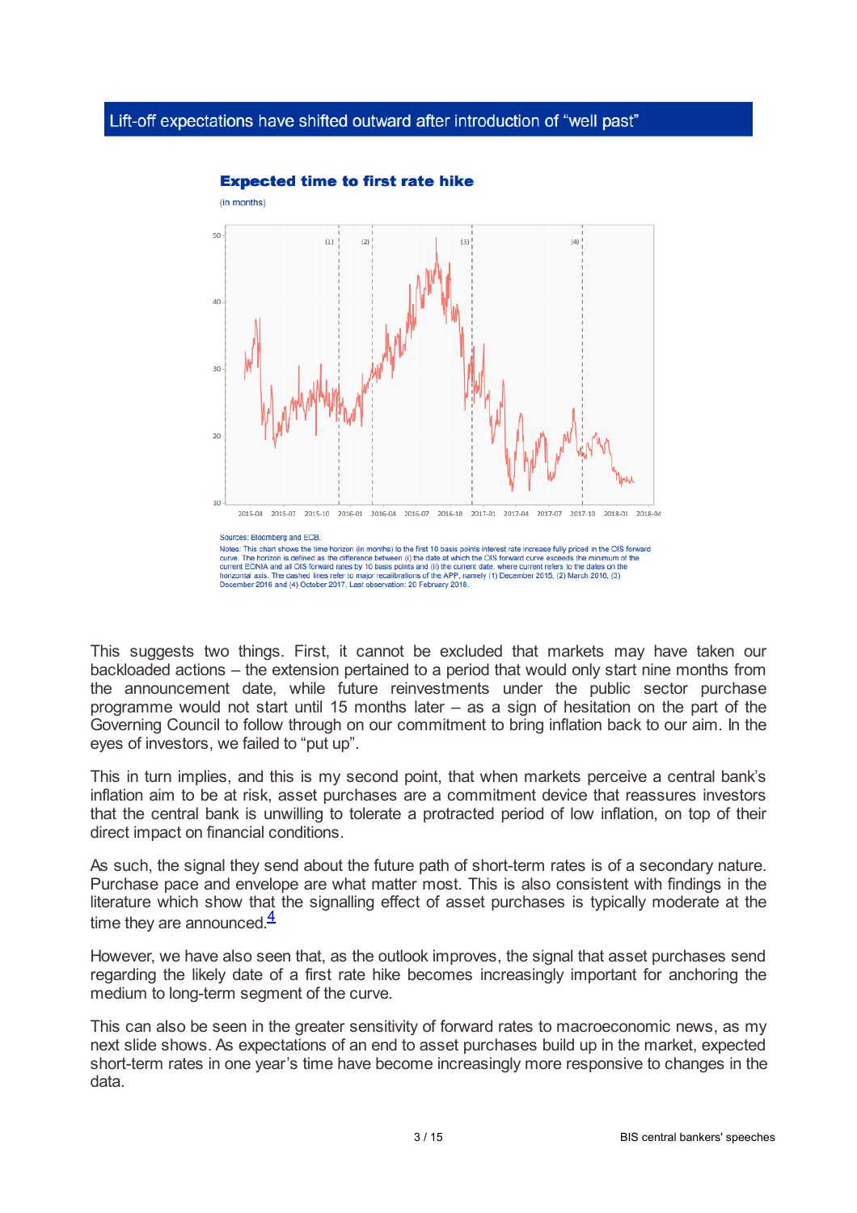## Lift-off expectations have shifted outward after introduction of “well past”

**Expected time to first rate hike**

(in months)

Sources: Bloomberg and ECB.

Notes: This chart shows the time horizon (in months) to the first 10 basis points interest rate increase fully priced in the OIS forward curve. The horizon is defined as the difference between (i) the date at which the OIS forward curve exceeds the minimum of the current EONIA and all OIS forward rates by 10 basis points and (ii) the current date, where current refers to the dates on the horizontal axis. The dashed lines refer to major recalibrations of the APP, namely (1) December 2015, (2) March 2016, (3) December 2016 and (4) October 2017. Last observation: 20 February 2018.

This suggests two things. First, it cannot be excluded that markets may have taken our backloaded actions – the extension pertained to a period that would only start nine months from the announcement date, while future reinvestments under the public sector purchase programme would not start until 15 months later – as a sign of hesitation on the part of the Governing Council to follow through on our commitment to bring inflation back to our aim. In the eyes of investors, we failed to “put up”.

This in turn implies, and this is my second point, that when markets perceive a central bank’s inflation aim to be at risk, asset purchases are a commitment device that reassures investors that the central bank is unwilling to tolerate a protracted period of low inflation, on top of their direct impact on financial conditions.

As such, the signal they send about the future path of short-term rates is of a secondary nature. Purchase pace and envelope are what matter most. This is also consistent with findings in the literature which show that the signalling effect of asset purchases is typically moderate at the time they are announced.[4]

However, we have also seen that, as the outlook improves, the signal that asset purchases send regarding the likely date of a first rate hike becomes increasingly important for anchoring the medium to long-term segment of the curve.

This can also be seen in the greater sensitivity of forward rates to macroeconomic news, as my next slide shows. As expectations of an end to asset purchases build up in the market, expected short-term rates in one year’s time have become increasingly more responsive to changes in the data.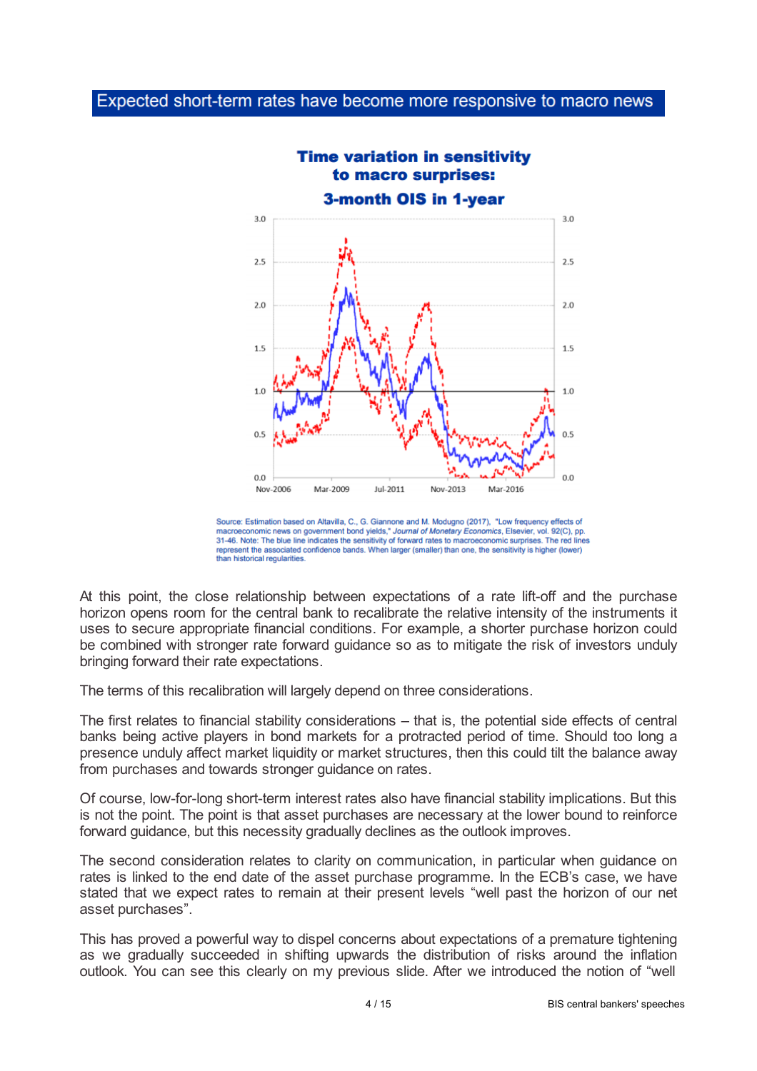## Expected short-term rates have become more responsive to macro news

**Time variation in sensitivity to macro surprises: 3-month OIS in 1-year**

Source: Estimation based on Altavilla, C., G. Giannone and M. Modugno (2017), "Low frequency effects of macroeconomic news on government bond yields," *Journal of Monetary Economics*, Elsevier, vol. 92(C), pp. 31-46. Note: The blue line indicates the sensitivity of forward rates to macroeconomic surprises. The red lines represent the associated confidence bands. When larger (smaller) than one, the sensitivity is higher (lower) than historical regularities.

At this point, the close relationship between expectations of a rate lift-off and the purchase horizon opens room for the central bank to recalibrate the relative intensity of the instruments it uses to secure appropriate financial conditions. For example, a shorter purchase horizon could be combined with stronger rate forward guidance so as to mitigate the risk of investors unduly bringing forward their rate expectations.

The terms of this recalibration will largely depend on three considerations.

The first relates to financial stability considerations – that is, the potential side effects of central banks being active players in bond markets for a protracted period of time. Should too long a presence unduly affect market liquidity or market structures, then this could tilt the balance away from purchases and towards stronger guidance on rates.

Of course, low-for-long short-term interest rates also have financial stability implications. But this is not the point. The point is that asset purchases are necessary at the lower bound to reinforce forward guidance, but this necessity gradually declines as the outlook improves.

The second consideration relates to clarity on communication, in particular when guidance on rates is linked to the end date of the asset purchase programme. In the ECB's case, we have stated that we expect rates to remain at their present levels "well past the horizon of our net asset purchases".

This has proved a powerful way to dispel concerns about expectations of a premature tightening as we gradually succeeded in shifting upwards the distribution of risks around the inflation outlook. You can see this clearly on my previous slide. After we introduced the notion of "well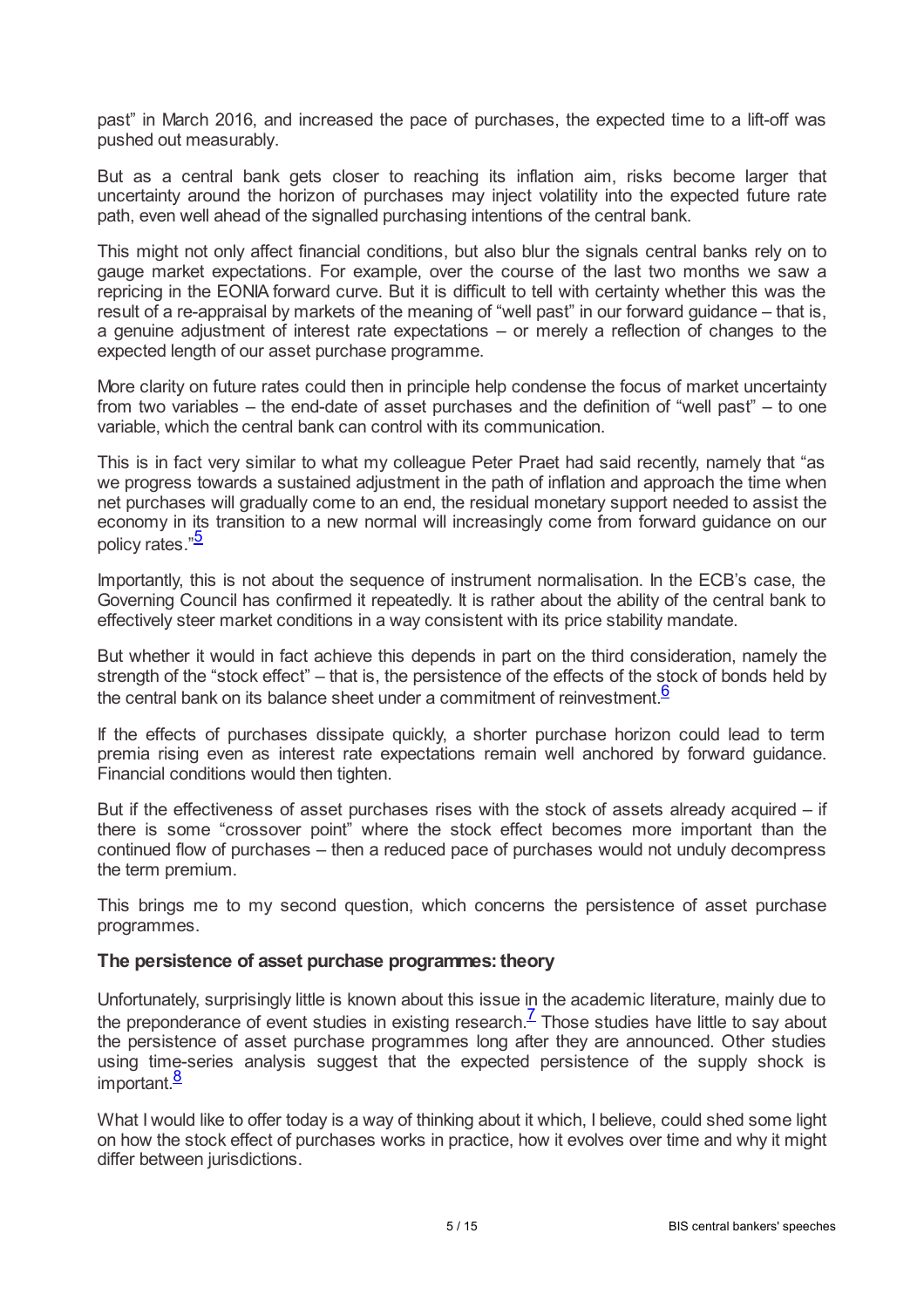past" in March 2016, and increased the pace of purchases, the expected time to a lift-off was pushed out measurably.

But as a central bank gets closer to reaching its inflation aim, risks become larger that uncertainty around the horizon of purchases may inject volatility into the expected future rate path, even well ahead of the signalled purchasing intentions of the central bank.

This might not only affect financial conditions, but also blur the signals central banks rely on to gauge market expectations. For example, over the course of the last two months we saw a repricing in the EONIA forward curve. But it is difficult to tell with certainty whether this was the result of a re-appraisal by markets of the meaning of "well past" in our forward guidance – that is, a genuine adjustment of interest rate expectations – or merely a reflection of changes to the expected length of our asset purchase programme.

More clarity on future rates could then in principle help condense the focus of market uncertainty from two variables – the end-date of asset purchases and the definition of "well past" – to one variable, which the central bank can control with its communication.

This is in fact very similar to what my colleague Peter Praet had said recently, namely that "as we progress towards a sustained adjustment in the path of inflation and approach the time when net purchases will gradually come to an end, the residual monetary support needed to assist the economy in its transition to a new normal will increasingly come from forward guidance on our policy rates."[5]

Importantly, this is not about the sequence of instrument normalisation. In the ECB's case, the Governing Council has confirmed it repeatedly. It is rather about the ability of the central bank to effectively steer market conditions in a way consistent with its price stability mandate.

But whether it would in fact achieve this depends in part on the third consideration, namely the strength of the "stock effect" – that is, the persistence of the effects of the stock of bonds held by the central bank on its balance sheet under a commitment of reinvestment.[6]

If the effects of purchases dissipate quickly, a shorter purchase horizon could lead to term premia rising even as interest rate expectations remain well anchored by forward guidance. Financial conditions would then tighten.

But if the effectiveness of asset purchases rises with the stock of assets already acquired – if there is some "crossover point" where the stock effect becomes more important than the continued flow of purchases – then a reduced pace of purchases would not unduly decompress the term premium.

This brings me to my second question, which concerns the persistence of asset purchase programmes.

### The persistence of asset purchase programmes: theory

Unfortunately, surprisingly little is known about this issue in the academic literature, mainly due to the preponderance of event studies in existing research.[7] Those studies have little to say about the persistence of asset purchase programmes long after they are announced. Other studies using time-series analysis suggest that the expected persistence of the supply shock is important.[8]

What I would like to offer today is a way of thinking about it which, I believe, could shed some light on how the stock effect of purchases works in practice, how it evolves over time and why it might differ between jurisdictions.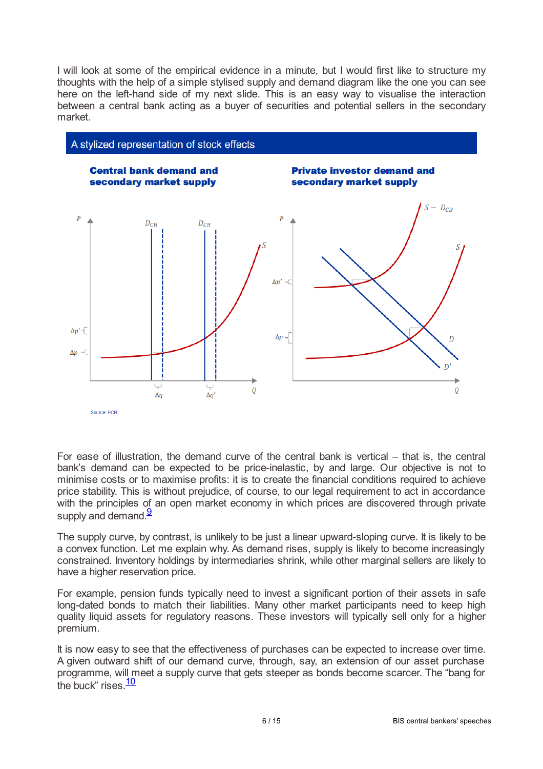I will look at some of the empirical evidence in a minute, but I would first like to structure my thoughts with the help of a simple stylised supply and demand diagram like the one you can see here on the left-hand side of my next slide. This is an easy way to visualise the interaction between a central bank acting as a buyer of securities and potential sellers in the secondary market.

**A stylized representation of stock effects**

**Central bank demand and secondary market supply**

**Private investor demand and secondary market supply**

Source: ECB.

For ease of illustration, the demand curve of the central bank is vertical – that is, the central bank's demand can be expected to be price-inelastic, by and large. Our objective is not to minimise costs or to maximise profits: it is to create the financial conditions required to achieve price stability. This is without prejudice, of course, to our legal requirement to act in accordance with the principles of an open market economy in which prices are discovered through private supply and demand.[9]

The supply curve, by contrast, is unlikely to be just a linear upward-sloping curve. It is likely to be a convex function. Let me explain why. As demand rises, supply is likely to become increasingly constrained. Inventory holdings by intermediaries shrink, while other marginal sellers are likely to have a higher reservation price.

For example, pension funds typically need to invest a significant portion of their assets in safe long-dated bonds to match their liabilities. Many other market participants need to keep high quality liquid assets for regulatory reasons. These investors will typically sell only for a higher premium.

It is now easy to see that the effectiveness of purchases can be expected to increase over time. A given outward shift of our demand curve, through, say, an extension of our asset purchase programme, will meet a supply curve that gets steeper as bonds become scarcer. The "bang for the buck" rises.[10]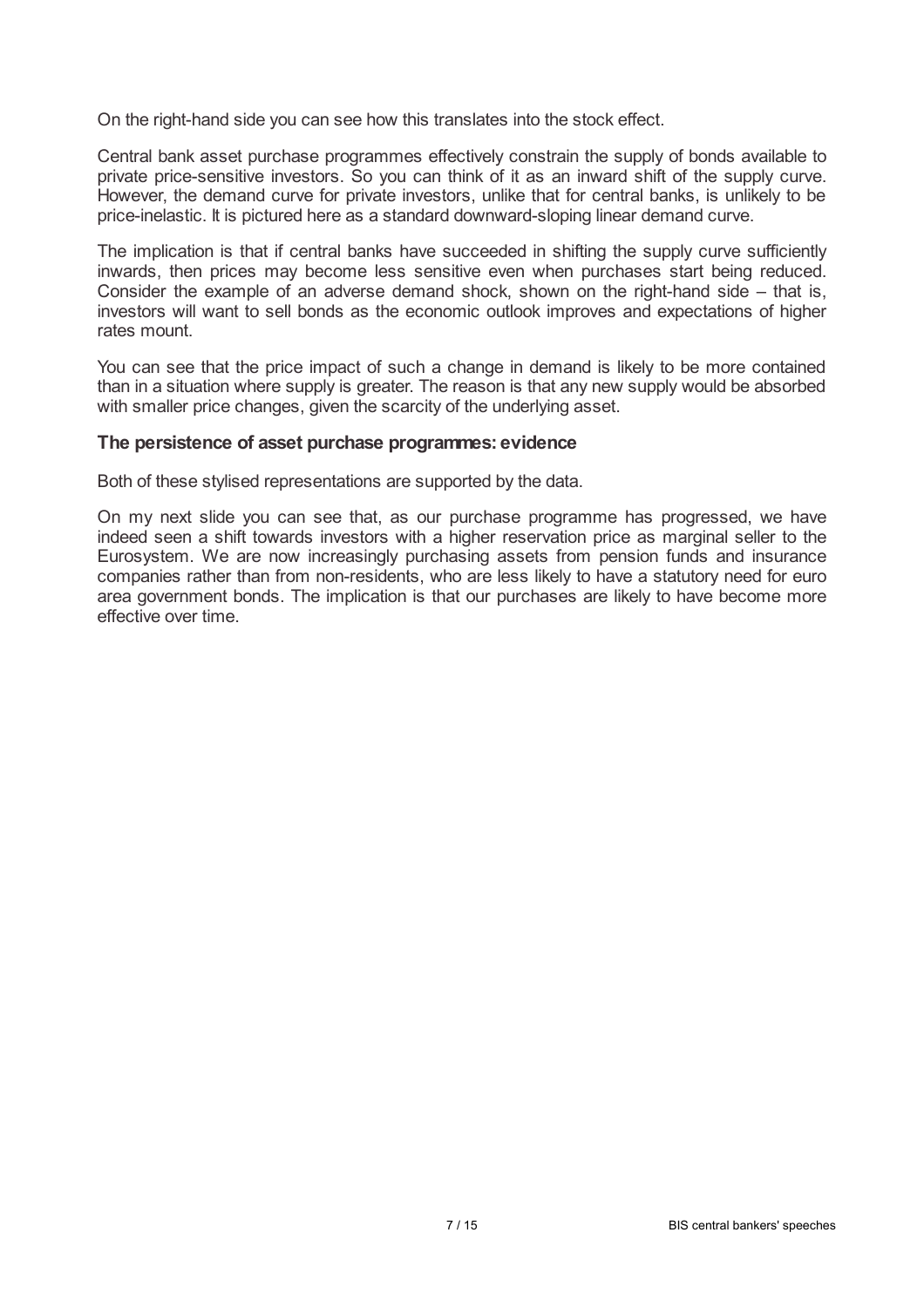On the right-hand side you can see how this translates into the stock effect.

Central bank asset purchase programmes effectively constrain the supply of bonds available to private price-sensitive investors. So you can think of it as an inward shift of the supply curve. However, the demand curve for private investors, unlike that for central banks, is unlikely to be price-inelastic. It is pictured here as a standard downward-sloping linear demand curve.

The implication is that if central banks have succeeded in shifting the supply curve sufficiently inwards, then prices may become less sensitive even when purchases start being reduced. Consider the example of an adverse demand shock, shown on the right-hand side – that is, investors will want to sell bonds as the economic outlook improves and expectations of higher rates mount.

You can see that the price impact of such a change in demand is likely to be more contained than in a situation where supply is greater. The reason is that any new supply would be absorbed with smaller price changes, given the scarcity of the underlying asset.

### The persistence of asset purchase programmes: evidence

Both of these stylised representations are supported by the data.

On my next slide you can see that, as our purchase programme has progressed, we have indeed seen a shift towards investors with a higher reservation price as marginal seller to the Eurosystem. We are now increasingly purchasing assets from pension funds and insurance companies rather than from non-residents, who are less likely to have a statutory need for euro area government bonds. The implication is that our purchases are likely to have become more effective over time.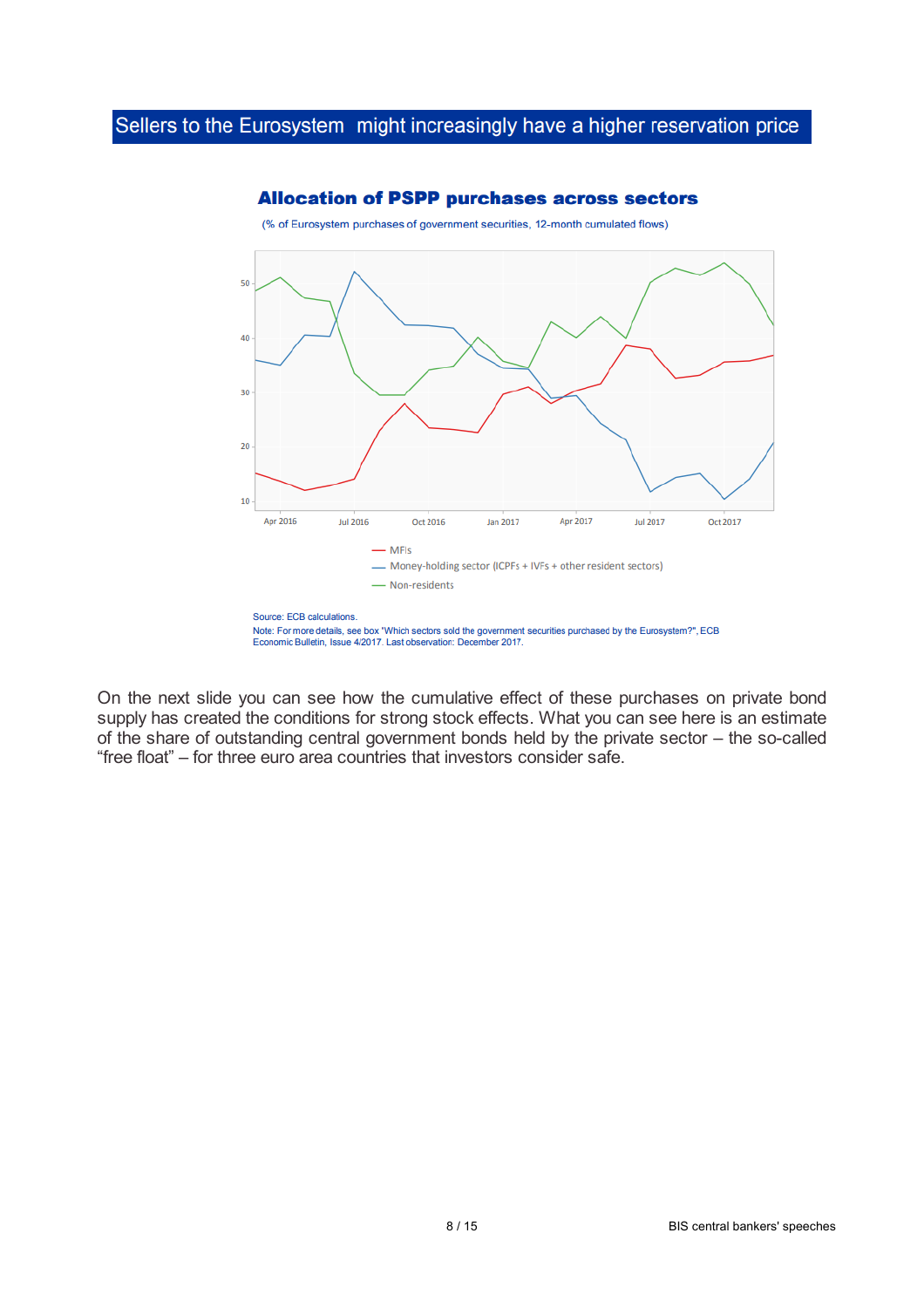## Sellers to the Eurosystem might increasingly have a higher reservation price

**Allocation of PSPP purchases across sectors**

(% of Eurosystem purchases of government securities, 12-month cumulated flows)

— MFIs
— Money-holding sector (ICPFs + IVFs + other resident sectors)
— Non-residents

Source: ECB calculations.
Note: For more details, see box "Which sectors sold the government securities purchased by the Eurosystem?", ECB Economic Bulletin, Issue 4/2017. Last observation: December 2017.

On the next slide you can see how the cumulative effect of these purchases on private bond supply has created the conditions for strong stock effects. What you can see here is an estimate of the share of outstanding central government bonds held by the private sector – the so-called "free float" – for three euro area countries that investors consider safe.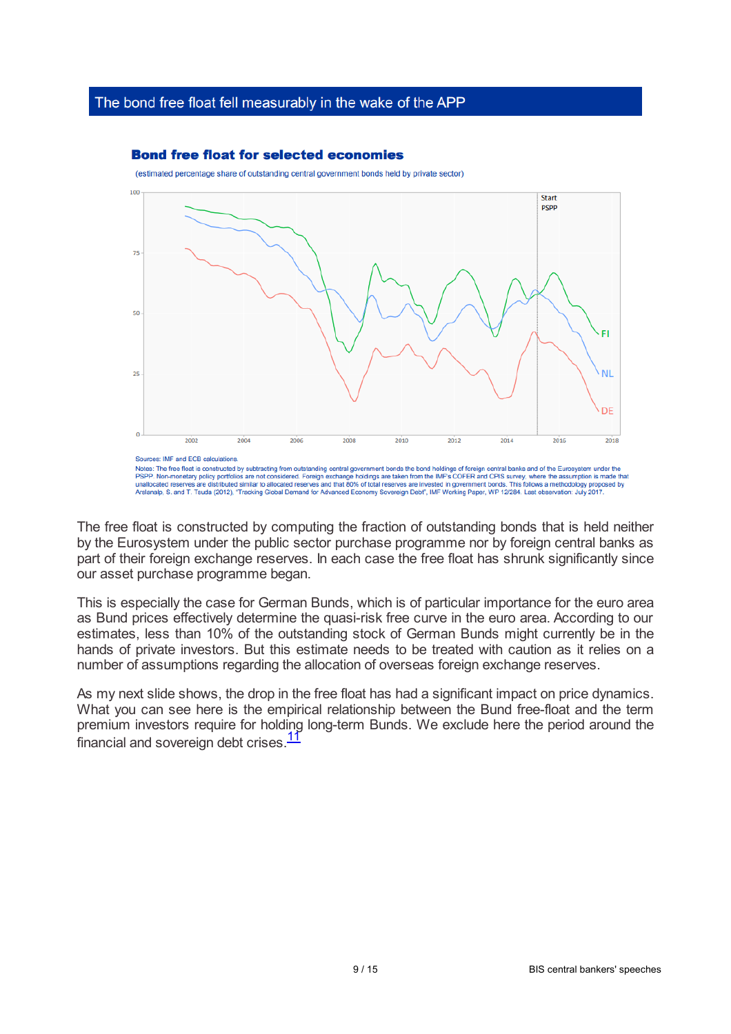## The bond free float fell measurably in the wake of the APP

**Bond free float for selected economies**

(estimated percentage share of outstanding central government bonds held by private sector)

Sources: IMF and ECB calculations.

Notes: The free float is constructed by subtracting from outstanding central government bonds the bond holdings of foreign central banks and of the Eurosystem under the PSPP. Non-monetary policy portfolios are not considered. Foreign exchange holdings are taken from the IMF's COFER and CPIS survey, where the assumption is made that unallocated reserves are distributed similar to allocated reserves and that 80% of total reserves are invested in government bonds. This follows a methodology proposed by Arslanalp, S. and T. Tsuda (2012), "Tracking Global Demand for Advanced Economy Sovereign Debt", IMF Working Paper, WP 12/284. Last observation: July 2017.

The free float is constructed by computing the fraction of outstanding bonds that is held neither by the Eurosystem under the public sector purchase programme nor by foreign central banks as part of their foreign exchange reserves. In each case the free float has shrunk significantly since our asset purchase programme began.

This is especially the case for German Bunds, which is of particular importance for the euro area as Bund prices effectively determine the quasi-risk free curve in the euro area. According to our estimates, less than 10% of the outstanding stock of German Bunds might currently be in the hands of private investors. But this estimate needs to be treated with caution as it relies on a number of assumptions regarding the allocation of overseas foreign exchange reserves.

As my next slide shows, the drop in the free float has had a significant impact on price dynamics. What you can see here is the empirical relationship between the Bund free-float and the term premium investors require for holding long-term Bunds. We exclude here the period around the financial and sovereign debt crises.[11]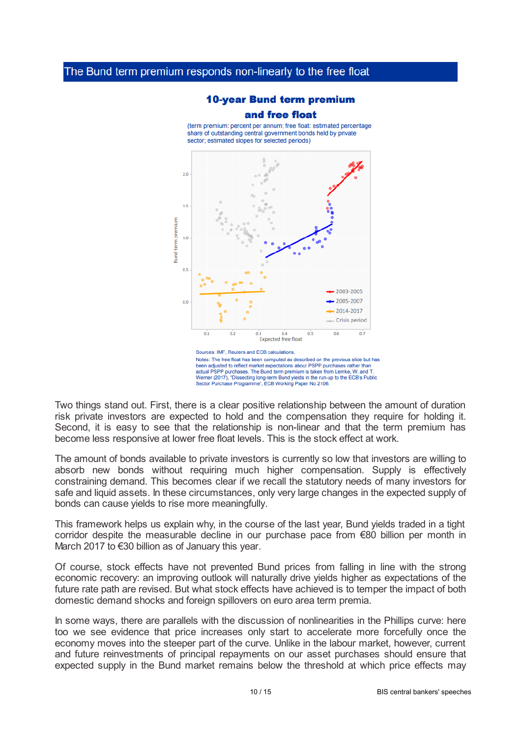## The Bund term premium responds non-linearly to the free float

**10-year Bund term premium and free float**

(term premium: percent per annum; free float: estimated percentage share of outstanding central government bonds held by private sector; estimated slopes for selected periods)

Sources: IMF, Reuters and ECB calculations.
Notes: The free float has been computed as described on the previous slide but has been adjusted to reflect market expectations about PSPP purchases rather than actual PSPP purchases. The Bund term premium is taken from Lemke, W. and T. Werner (2017), "Dissecting long-term Bund yields in the run-up to the ECB's Public Sector Purchase Programme", ECB Working Paper No 2106.

Two things stand out. First, there is a clear positive relationship between the amount of duration risk private investors are expected to hold and the compensation they require for holding it. Second, it is easy to see that the relationship is non-linear and that the term premium has become less responsive at lower free float levels. This is the stock effect at work.

The amount of bonds available to private investors is currently so low that investors are willing to absorb new bonds without requiring much higher compensation. Supply is effectively constraining demand. This becomes clear if we recall the statutory needs of many investors for safe and liquid assets. In these circumstances, only very large changes in the expected supply of bonds can cause yields to rise more meaningfully.

This framework helps us explain why, in the course of the last year, Bund yields traded in a tight corridor despite the measurable decline in our purchase pace from €80 billion per month in March 2017 to €30 billion as of January this year.

Of course, stock effects have not prevented Bund prices from falling in line with the strong economic recovery: an improving outlook will naturally drive yields higher as expectations of the future rate path are revised. But what stock effects have achieved is to temper the impact of both domestic demand shocks and foreign spillovers on euro area term premia.

In some ways, there are parallels with the discussion of nonlinearities in the Phillips curve: here too we see evidence that price increases only start to accelerate more forcefully once the economy moves into the steeper part of the curve. Unlike in the labour market, however, current and future reinvestments of principal repayments on our asset purchases should ensure that expected supply in the Bund market remains below the threshold at which price effects may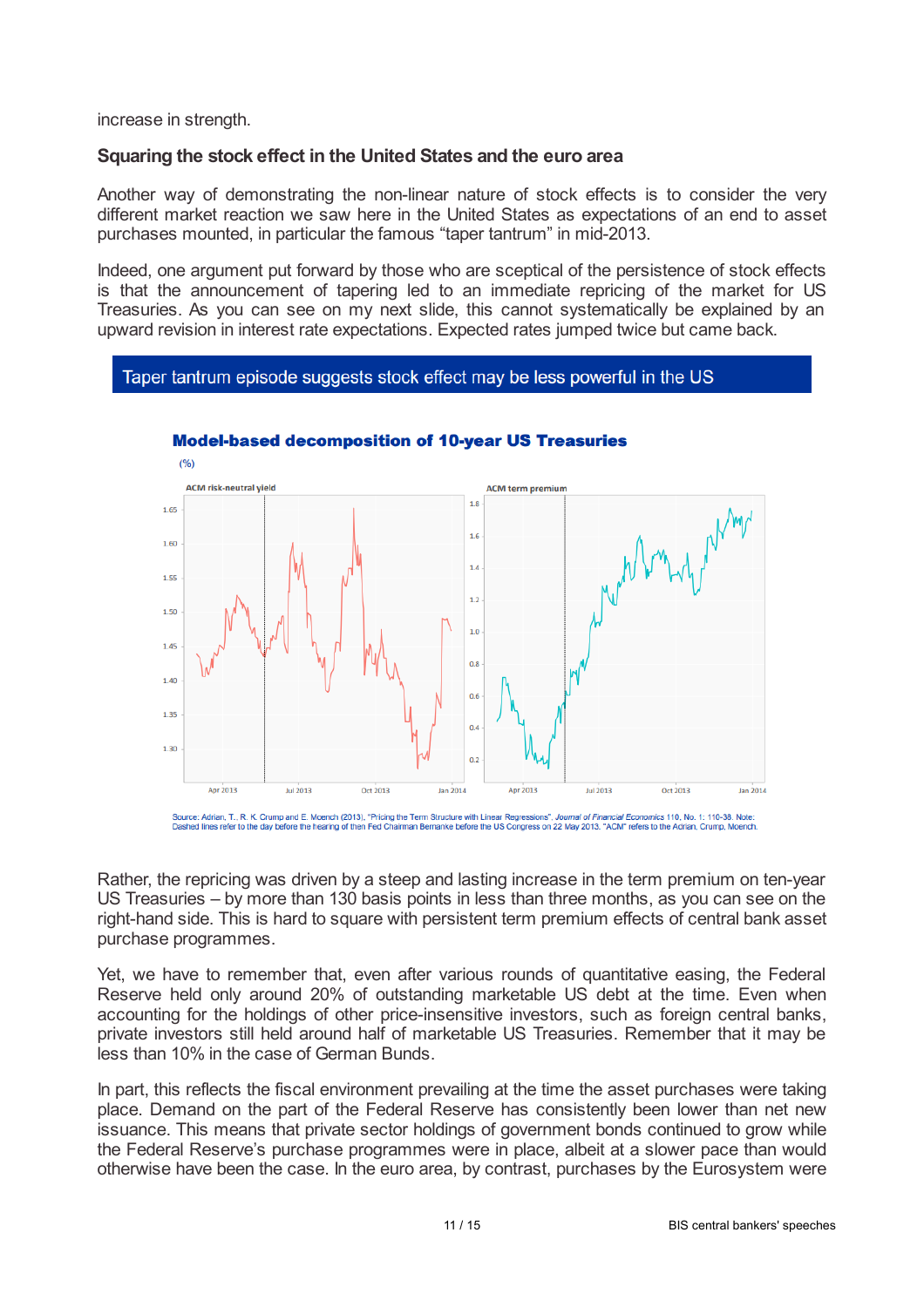increase in strength.

### Squaring the stock effect in the United States and the euro area

Another way of demonstrating the non-linear nature of stock effects is to consider the very different market reaction we saw here in the United States as expectations of an end to asset purchases mounted, in particular the famous "taper tantrum" in mid-2013.

Indeed, one argument put forward by those who are sceptical of the persistence of stock effects is that the announcement of tapering led to an immediate repricing of the market for US Treasuries. As you can see on my next slide, this cannot systematically be explained by an upward revision in interest rate expectations. Expected rates jumped twice but came back.

**Taper tantrum episode suggests stock effect may be less powerful in the US**

**Model-based decomposition of 10-year US Treasuries**

(%)

Source: Adrian, T., R. K. Crump and E. Moench (2013), "Pricing the Term Structure with Linear Regressions", *Journal of Financial Economics* 110, No. 1: 110-38. Note: Dashed lines refer to the day before the hearing of then Fed Chairman Bernanke before the US Congress on 22 May 2013. "ACM" refers to the Adrian, Crump, Moench.

Rather, the repricing was driven by a steep and lasting increase in the term premium on ten-year US Treasuries – by more than 130 basis points in less than three months, as you can see on the right-hand side. This is hard to square with persistent term premium effects of central bank asset purchase programmes.

Yet, we have to remember that, even after various rounds of quantitative easing, the Federal Reserve held only around 20% of outstanding marketable US debt at the time. Even when accounting for the holdings of other price-insensitive investors, such as foreign central banks, private investors still held around half of marketable US Treasuries. Remember that it may be less than 10% in the case of German Bunds.

In part, this reflects the fiscal environment prevailing at the time the asset purchases were taking place. Demand on the part of the Federal Reserve has consistently been lower than net new issuance. This means that private sector holdings of government bonds continued to grow while the Federal Reserve's purchase programmes were in place, albeit at a slower pace than would otherwise have been the case. In the euro area, by contrast, purchases by the Eurosystem were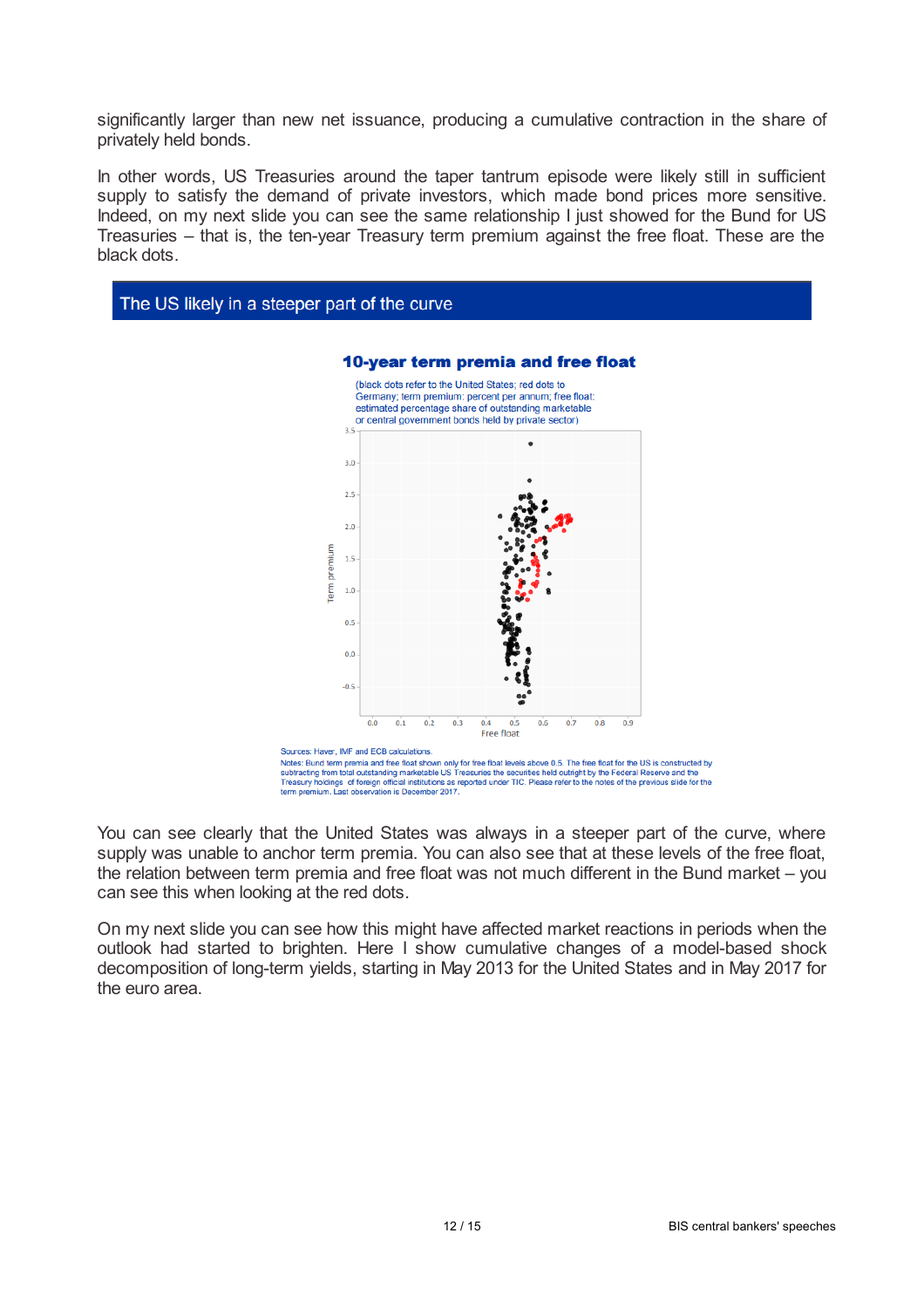significantly larger than new net issuance, producing a cumulative contraction in the share of privately held bonds.

In other words, US Treasuries around the taper tantrum episode were likely still in sufficient supply to satisfy the demand of private investors, which made bond prices more sensitive. Indeed, on my next slide you can see the same relationship I just showed for the Bund for US Treasuries – that is, the ten-year Treasury term premium against the free float. These are the black dots.

## The US likely in a steeper part of the curve

**10-year term premia and free float**

(black dots refer to the United States; red dots to Germany; term premium: percent per annum; free float: estimated percentage share of outstanding marketable or central government bonds held by private sector)

Sources: Haver, IMF and ECB calculations.
Notes: Bund term premia and free float shown only for free float levels above 0.5. The free float for the US is constructed by subtracting from total outstanding marketable US Treasuries the securities held outright by the Federal Reserve and the Treasury holdings of foreign official institutions as reported under TIC. Please refer to the notes of the previous slide for the term premium. Last observation is December 2017.

You can see clearly that the United States was always in a steeper part of the curve, where supply was unable to anchor term premia. You can also see that at these levels of the free float, the relation between term premia and free float was not much different in the Bund market – you can see this when looking at the red dots.

On my next slide you can see how this might have affected market reactions in periods when the outlook had started to brighten. Here I show cumulative changes of a model-based shock decomposition of long-term yields, starting in May 2013 for the United States and in May 2017 for the euro area.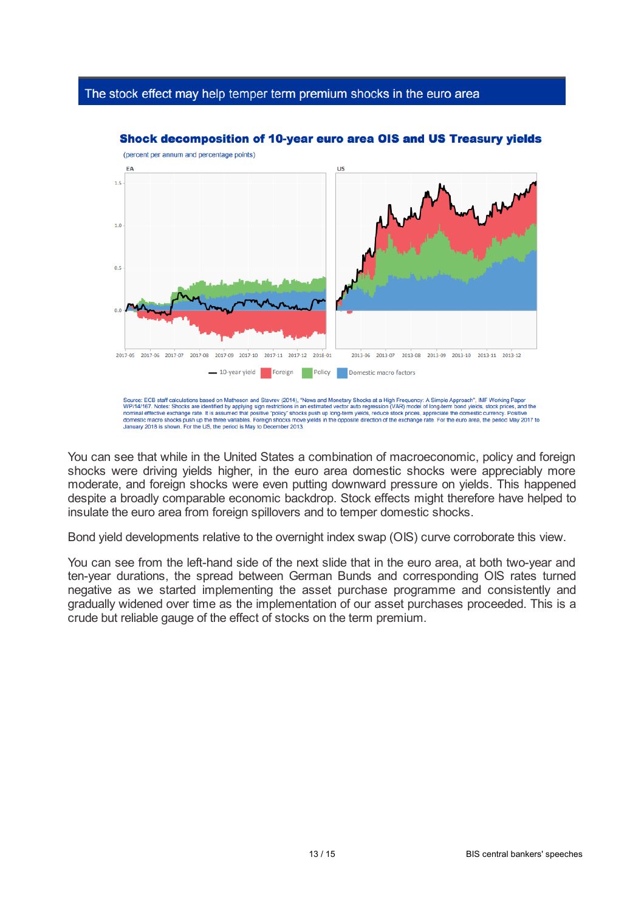## The stock effect may help temper term premium shocks in the euro area

**Shock decomposition of 10-year euro area OIS and US Treasury yields**

(percent per annum and percentage points)

Source: ECB staff calculations based on Matheson and Stavrev (2014), "News and Monetary Shocks at a High Frequency: A Simple Approach", IMF Working Paper WP/14/167. Notes: Shocks are identified by applying sign restrictions in an estimated vector auto regression (VAR) model of long-term bond yields, stock prices, and the nominal effective exchange rate. It is assumed that positive "policy" shocks push up long-term yields, reduce stock prices, appreciate the domestic currency. Positive domestic macro shocks push up the three variables. Foreign shocks move yields in the opposite direction of the exchange rate. For the euro area, the period May 2017 to January 2018 is shown. For the US, the period is May to December 2013.

You can see that while in the United States a combination of macroeconomic, policy and foreign shocks were driving yields higher, in the euro area domestic shocks were appreciably more moderate, and foreign shocks were even putting downward pressure on yields. This happened despite a broadly comparable economic backdrop. Stock effects might therefore have helped to insulate the euro area from foreign spillovers and to temper domestic shocks.

Bond yield developments relative to the overnight index swap (OIS) curve corroborate this view.

You can see from the left-hand side of the next slide that in the euro area, at both two-year and ten-year durations, the spread between German Bunds and corresponding OIS rates turned negative as we started implementing the asset purchase programme and consistently and gradually widened over time as the implementation of our asset purchases proceeded. This is a crude but reliable gauge of the effect of stocks on the term premium.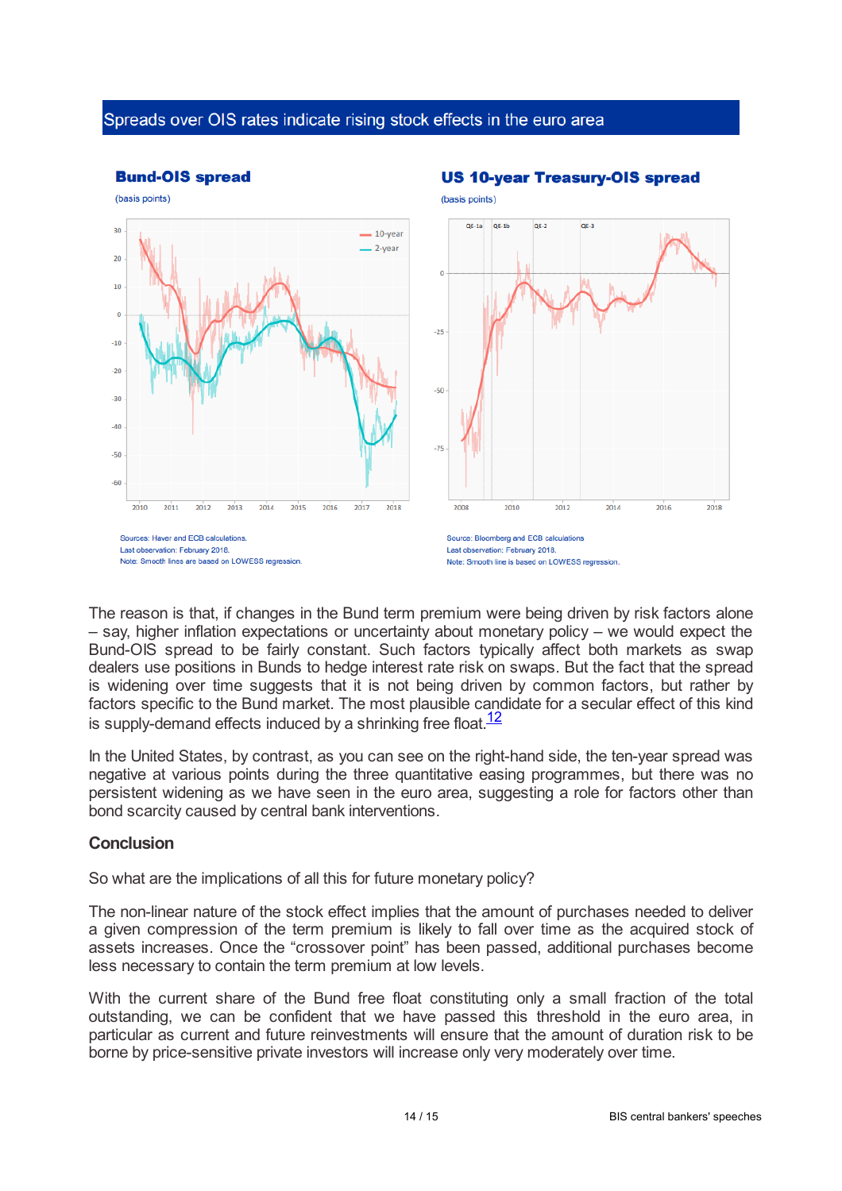Spreads over OIS rates indicate rising stock effects in the euro area

**Bund-OIS spread**

(basis points)

Sources: Haver and ECB calculations.
Last observation: February 2018.
Note: Smooth lines are based on LOWESS regression.

**US 10-year Treasury-OIS spread**

(basis points)

Source: Bloomberg and ECB calculations
Last observation: February 2018.
Note: Smooth line is based on LOWESS regression.

The reason is that, if changes in the Bund term premium were being driven by risk factors alone – say, higher inflation expectations or uncertainty about monetary policy – we would expect the Bund-OIS spread to be fairly constant. Such factors typically affect both markets as swap dealers use positions in Bunds to hedge interest rate risk on swaps. But the fact that the spread is widening over time suggests that it is not being driven by common factors, but rather by factors specific to the Bund market. The most plausible candidate for a secular effect of this kind is supply-demand effects induced by a shrinking free float.[12]

In the United States, by contrast, as you can see on the right-hand side, the ten-year spread was negative at various points during the three quantitative easing programmes, but there was no persistent widening as we have seen in the euro area, suggesting a role for factors other than bond scarcity caused by central bank interventions.

## Conclusion

So what are the implications of all this for future monetary policy?

The non-linear nature of the stock effect implies that the amount of purchases needed to deliver a given compression of the term premium is likely to fall over time as the acquired stock of assets increases. Once the "crossover point" has been passed, additional purchases become less necessary to contain the term premium at low levels.

With the current share of the Bund free float constituting only a small fraction of the total outstanding, we can be confident that we have passed this threshold in the euro area, in particular as current and future reinvestments will ensure that the amount of duration risk to be borne by price-sensitive private investors will increase only very moderately over time.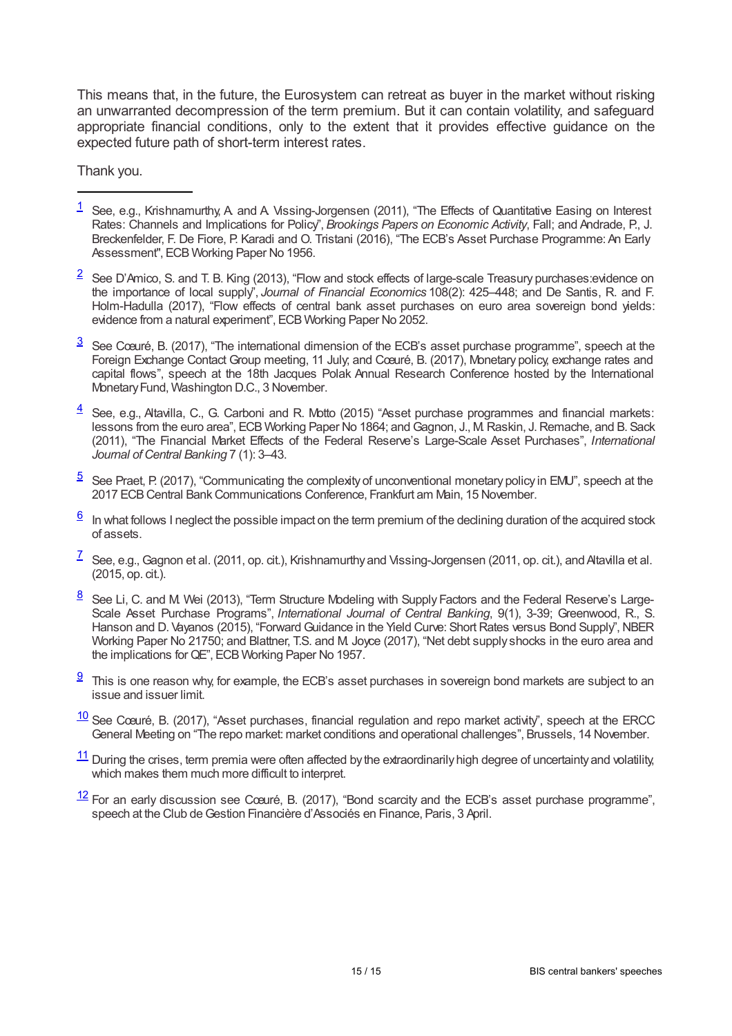This means that, in the future, the Eurosystem can retreat as buyer in the market without risking an unwarranted decompression of the term premium. But it can contain volatility, and safeguard appropriate financial conditions, only to the extent that it provides effective guidance on the expected future path of short-term interest rates.

Thank you.

---

[1] See, e.g., Krishnamurthy, A. and A. Vissing-Jorgensen (2011), "The Effects of Quantitative Easing on Interest Rates: Channels and Implications for Policy", *Brookings Papers on Economic Activity*, Fall; and Andrade, P., J. Breckenfelder, F. De Fiore, P. Karadi and O. Tristani (2016), "The ECB's Asset Purchase Programme: An Early Assessment", ECB Working Paper No 1956.

[2] See D'Amico, S. and T. B. King (2013), "Flow and stock effects of large-scale Treasury purchases:evidence on the importance of local supply", *Journal of Financial Economics* 108(2): 425–448; and De Santis, R. and F. Holm-Hadulla (2017), "Flow effects of central bank asset purchases on euro area sovereign bond yields: evidence from a natural experiment", ECB Working Paper No 2052.

[3] See Cœuré, B. (2017), "The international dimension of the ECB's asset purchase programme", speech at the Foreign Exchange Contact Group meeting, 11 July; and Cœuré, B. (2017), Monetary policy, exchange rates and capital flows", speech at the 18th Jacques Polak Annual Research Conference hosted by the International Monetary Fund, Washington D.C., 3 November.

[4] See, e.g., Altavilla, C., G. Carboni and R. Motto (2015) "Asset purchase programmes and financial markets: lessons from the euro area", ECB Working Paper No 1864; and Gagnon, J., M. Raskin, J. Remache, and B. Sack (2011), "The Financial Market Effects of the Federal Reserve's Large-Scale Asset Purchases", *International Journal of Central Banking* 7 (1): 3–43.

[5] See Praet, P. (2017), "Communicating the complexity of unconventional monetary policy in EMU", speech at the 2017 ECB Central Bank Communications Conference, Frankfurt am Main, 15 November.

[6] In what follows I neglect the possible impact on the term premium of the declining duration of the acquired stock of assets.

[7] See, e.g., Gagnon et al. (2011, op. cit.), Krishnamurthy and Vissing-Jorgensen (2011, op. cit.), and Altavilla et al. (2015, op. cit.).

[8] See Li, C. and M. Wei (2013), "Term Structure Modeling with Supply Factors and the Federal Reserve's Large-Scale Asset Purchase Programs", *International Journal of Central Banking*, 9(1), 3-39; Greenwood, R., S. Hanson and D. Vayanos (2015), "Forward Guidance in the Yield Curve: Short Rates versus Bond Supply", NBER Working Paper No 21750; and Blattner, T.S. and M. Joyce (2017), "Net debt supply shocks in the euro area and the implications for QE", ECB Working Paper No 1957.

[9] This is one reason why, for example, the ECB's asset purchases in sovereign bond markets are subject to an issue and issuer limit.

[10] See Cœuré, B. (2017), "Asset purchases, financial regulation and repo market activity", speech at the ERCC General Meeting on "The repo market: market conditions and operational challenges", Brussels, 14 November.

[11] During the crises, term premia were often affected by the extraordinarily high degree of uncertainty and volatility, which makes them much more difficult to interpret.

[12] For an early discussion see Cœuré, B. (2017), "Bond scarcity and the ECB's asset purchase programme", speech at the Club de Gestion Financière d'Associés en Finance, Paris, 3 April.